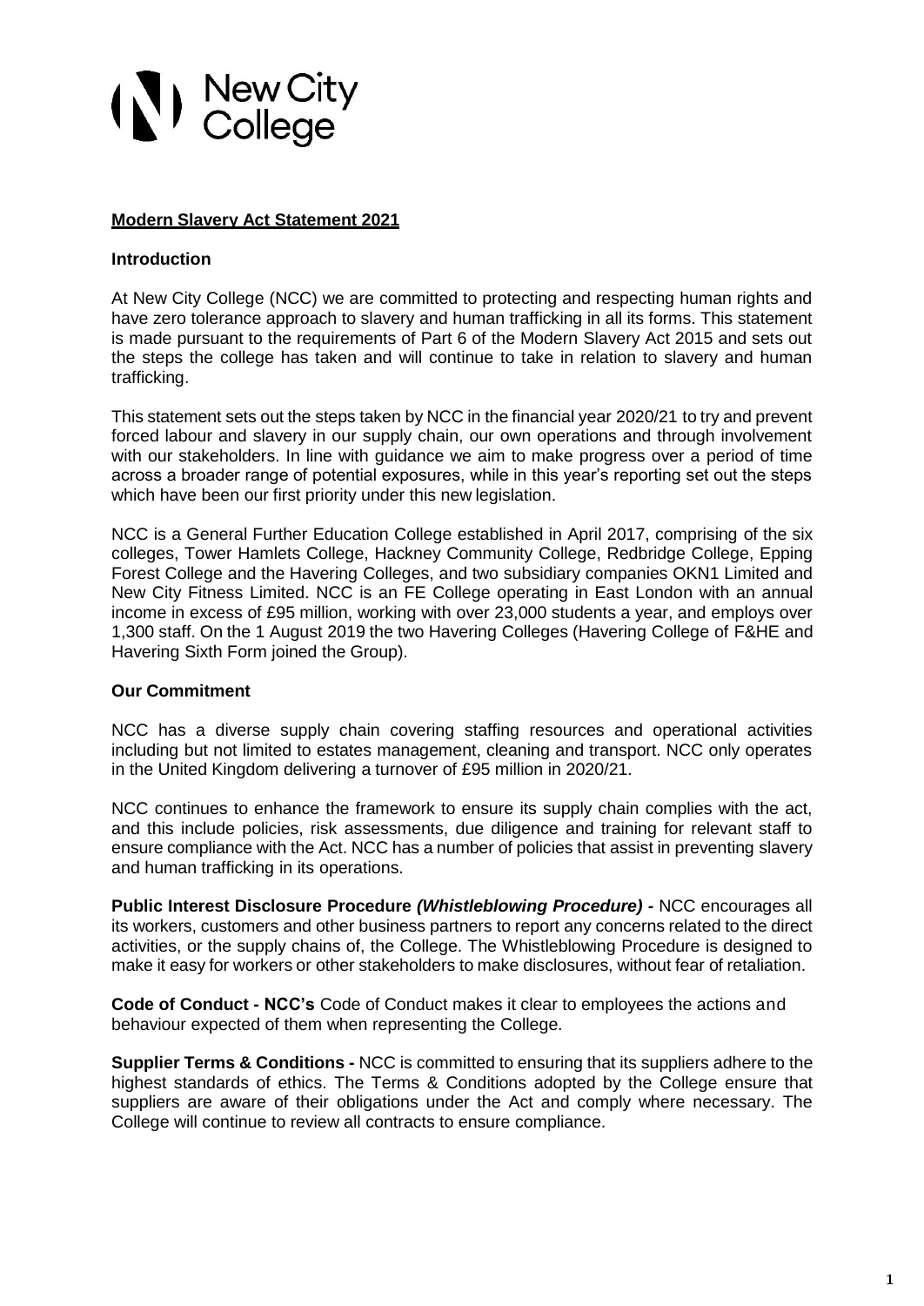New City College

## **Modern Slavery Act Statement 2021**

### **Introduction**

At New City College (NCC) we are committed to protecting and respecting human rights and have zero tolerance approach to slavery and human trafficking in all its forms. This statement is made pursuant to the requirements of Part 6 of the Modern Slavery Act 2015 and sets out the steps the college has taken and will continue to take in relation to slavery and human trafficking.

This statement sets out the steps taken by NCC in the financial year 2020/21 to try and prevent forced labour and slavery in our supply chain, our own operations and through involvement with our stakeholders. In line with guidance we aim to make progress over a period of time across a broader range of potential exposures, while in this year's reporting set out the steps which have been our first priority under this new legislation.

NCC is a General Further Education College established in April 2017, comprising of the six colleges, Tower Hamlets College, Hackney Community College, Redbridge College, Epping Forest College and the Havering Colleges, and two subsidiary companies OKN1 Limited and New City Fitness Limited. NCC is an FE College operating in East London with an annual income in excess of £95 million, working with over 23,000 students a year, and employs over 1,300 staff. On the 1 August 2019 the two Havering Colleges (Havering College of F&HE and Havering Sixth Form joined the Group).

### **Our Commitment**

NCC has a diverse supply chain covering staffing resources and operational activities including but not limited to estates management, cleaning and transport. NCC only operates in the United Kingdom delivering a turnover of £95 million in 2020/21.

NCC continues to enhance the framework to ensure its supply chain complies with the act, and this include policies, risk assessments, due diligence and training for relevant staff to ensure compliance with the Act. NCC has a number of policies that assist in preventing slavery and human trafficking in its operations.

**Public Interest Disclosure Procedure *(Whistleblowing Procedure)* -** NCC encourages all its workers, customers and other business partners to report any concerns related to the direct activities, or the supply chains of, the College. The Whistleblowing Procedure is designed to make it easy for workers or other stakeholders to make disclosures, without fear of retaliation.

**Code of Conduct - NCC's** Code of Conduct makes it clear to employees the actions and behaviour expected of them when representing the College.

**Supplier Terms & Conditions -** NCC is committed to ensuring that its suppliers adhere to the highest standards of ethics. The Terms & Conditions adopted by the College ensure that suppliers are aware of their obligations under the Act and comply where necessary. The College will continue to review all contracts to ensure compliance.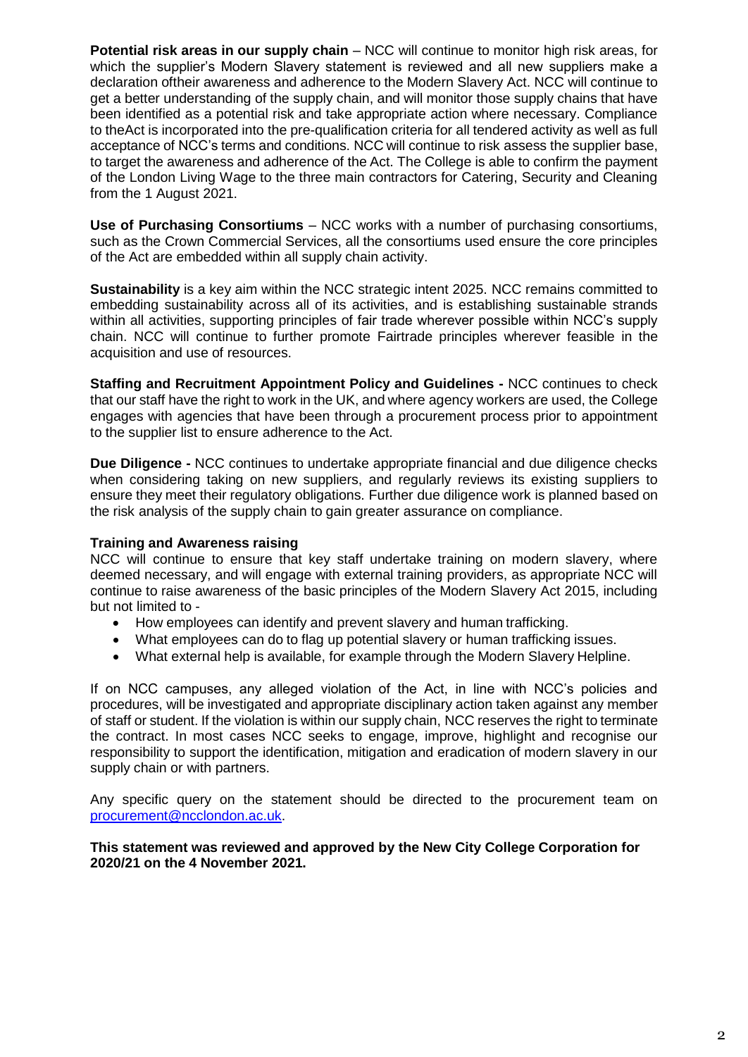**Potential risk areas in our supply chain** – NCC will continue to monitor high risk areas, for which the supplier's Modern Slavery statement is reviewed and all new suppliers make a declaration oftheir awareness and adherence to the Modern Slavery Act. NCC will continue to get a better understanding of the supply chain, and will monitor those supply chains that have been identified as a potential risk and take appropriate action where necessary. Compliance to theAct is incorporated into the pre-qualification criteria for all tendered activity as well as full acceptance of NCC's terms and conditions. NCC will continue to risk assess the supplier base, to target the awareness and adherence of the Act. The College is able to confirm the payment of the London Living Wage to the three main contractors for Catering, Security and Cleaning from the 1 August 2021.

**Use of Purchasing Consortiums** – NCC works with a number of purchasing consortiums, such as the Crown Commercial Services, all the consortiums used ensure the core principles of the Act are embedded within all supply chain activity.

**Sustainability** is a key aim within the NCC strategic intent 2025. NCC remains committed to embedding sustainability across all of its activities, and is establishing sustainable strands within all activities, supporting principles of fair trade wherever possible within NCC's supply chain. NCC will continue to further promote Fairtrade principles wherever feasible in the acquisition and use of resources.

**Staffing and Recruitment Appointment Policy and Guidelines -** NCC continues to check that our staff have the right to work in the UK, and where agency workers are used, the College engages with agencies that have been through a procurement process prior to appointment to the supplier list to ensure adherence to the Act.

**Due Diligence -** NCC continues to undertake appropriate financial and due diligence checks when considering taking on new suppliers, and regularly reviews its existing suppliers to ensure they meet their regulatory obligations. Further due diligence work is planned based on the risk analysis of the supply chain to gain greater assurance on compliance.

**Training and Awareness raising**

NCC will continue to ensure that key staff undertake training on modern slavery, where deemed necessary, and will engage with external training providers, as appropriate NCC will continue to raise awareness of the basic principles of the Modern Slavery Act 2015, including but not limited to -

- How employees can identify and prevent slavery and human trafficking.
- What employees can do to flag up potential slavery or human trafficking issues.
- What external help is available, for example through the Modern Slavery Helpline.

If on NCC campuses, any alleged violation of the Act, in line with NCC's policies and procedures, will be investigated and appropriate disciplinary action taken against any member of staff or student. If the violation is within our supply chain, NCC reserves the right to terminate the contract. In most cases NCC seeks to engage, improve, highlight and recognise our responsibility to support the identification, mitigation and eradication of modern slavery in our supply chain or with partners.

Any specific query on the statement should be directed to the procurement team on procurement@ncclondon.ac.uk.

**This statement was reviewed and approved by the New City College Corporation for 2020/21 on the 4 November 2021.**